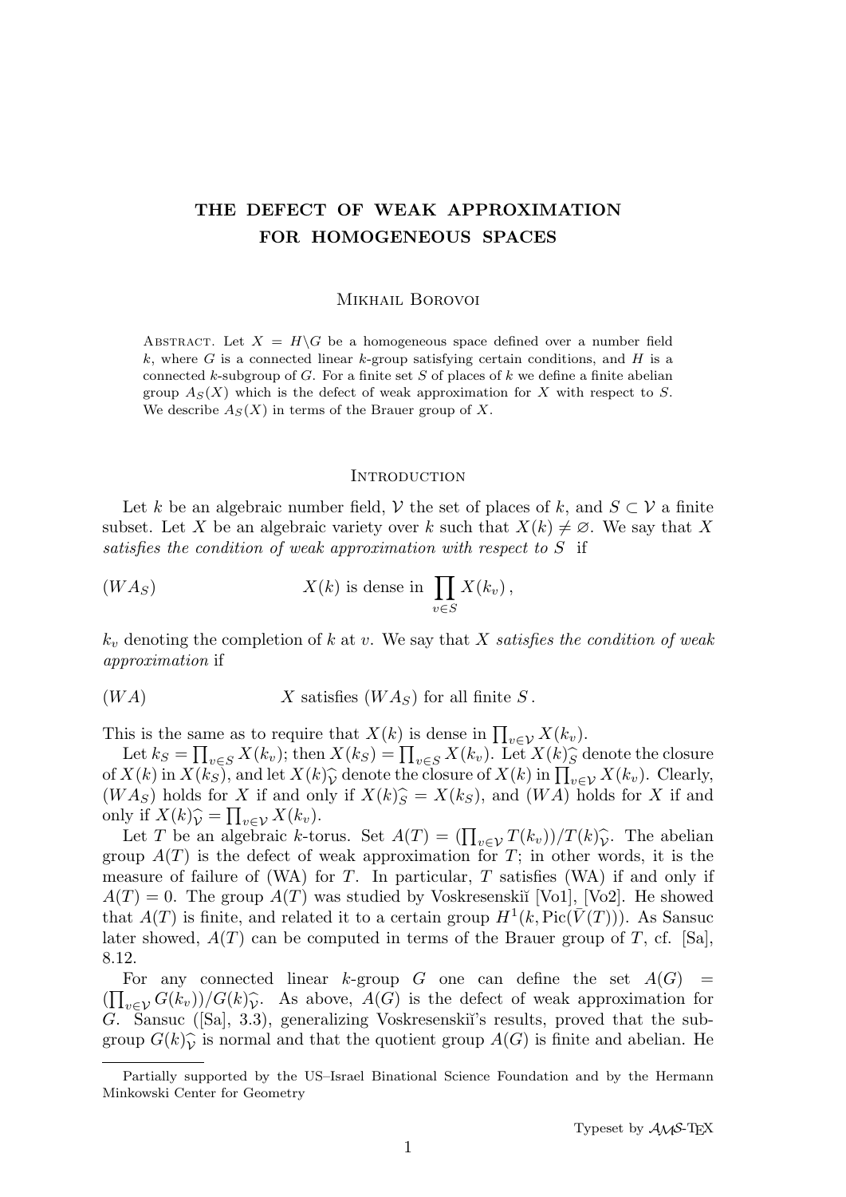# THE DEFECT OF WEAK APPROXIMATION FOR HOMOGENEOUS SPACES

Mikhail Borovoi

Abstract. Let $X = H\backslash G$ be a homogeneous space defined over a number field $k$, where $G$ is a connected linear $k$-group satisfying certain conditions, and $H$ is a connected $k$-subgroup of $G$. For a finite set $S$ of places of $k$ we define a finite abelian group $A_S(X)$ which is the defect of weak approximation for $X$ with respect to $S$. We describe $A_S(X)$ in terms of the Brauer group of $X$.

## Introduction

Let $k$ be an algebraic number field, $\mathcal{V}$ the set of places of $k$, and $S \subset \mathcal{V}$ a finite subset. Let $X$ be an algebraic variety over $k$ such that $X(k) \neq \varnothing$. We say that $X$ *satisfies the condition of weak approximation with respect to* $S$ if

$$(WA_S) \qquad\qquad X(k) \text{ is dense in } \prod_{v\in S} X(k_v)\,,$$

$k_v$ denoting the completion of $k$ at $v$. We say that $X$ *satisfies the condition of weak approximation* if

$$(WA) \qquad\qquad X \text{ satisfies } (WA_S) \text{ for all finite } S\,.$$

This is the same as to require that $X(k)$ is dense in $\prod_{v\in\mathcal{V}} X(k_v)$.

Let $k_S = \prod_{v\in S} X(k_v)$; then $X(k_S) = \prod_{v\in S} X(k_v)$. Let $X(k)^{\frown}_S$ denote the closure of $X(k)$ in $X(k_S)$, and let $X(k)^{\frown}_{\mathcal{V}}$ denote the closure of $X(k)$ in $\prod_{v\in\mathcal{V}} X(k_v)$. Clearly, $(WA_S)$ holds for $X$ if and only if $X(k)^{\frown}_S = X(k_S)$, and $(WA)$ holds for $X$ if and only if $X(k)^{\frown}_{\mathcal{V}} = \prod_{v\in\mathcal{V}} X(k_v)$.

Let $T$ be an algebraic $k$-torus. Set $A(T) = (\prod_{v\in\mathcal{V}} T(k_v))/T(k)^{\frown}_{\mathcal{V}}$. The abelian group $A(T)$ is the defect of weak approximation for $T$; in other words, it is the measure of failure of (WA) for $T$. In particular, $T$ satisfies (WA) if and only if $A(T) = 0$. The group $A(T)$ was studied by Voskresenskiĭ [Vo1], [Vo2]. He showed that $A(T)$ is finite, and related it to a certain group $H^1(k, \mathrm{Pic}(\bar{V}(T)))$. As Sansuc later showed, $A(T)$ can be computed in terms of the Brauer group of $T$, cf. [Sa], 8.12.

For any connected linear $k$-group $G$ one can define the set $A(G) = (\prod_{v\in\mathcal{V}} G(k_v))/G(k)^{\frown}_{\mathcal{V}}$. As above, $A(G)$ is the defect of weak approximation for $G$. Sansuc ([Sa], 3.3), generalizing Voskresenskiĭ's results, proved that the subgroup $G(k)^{\frown}_{\mathcal{V}}$ is normal and that the quotient group $A(G)$ is finite and abelian. He

---

Partially supported by the US–Israel Binational Science Foundation and by the Hermann Minkowski Center for Geometry

Typeset by $\mathcal{A}_\mathcal{M}\mathcal{S}$-TEX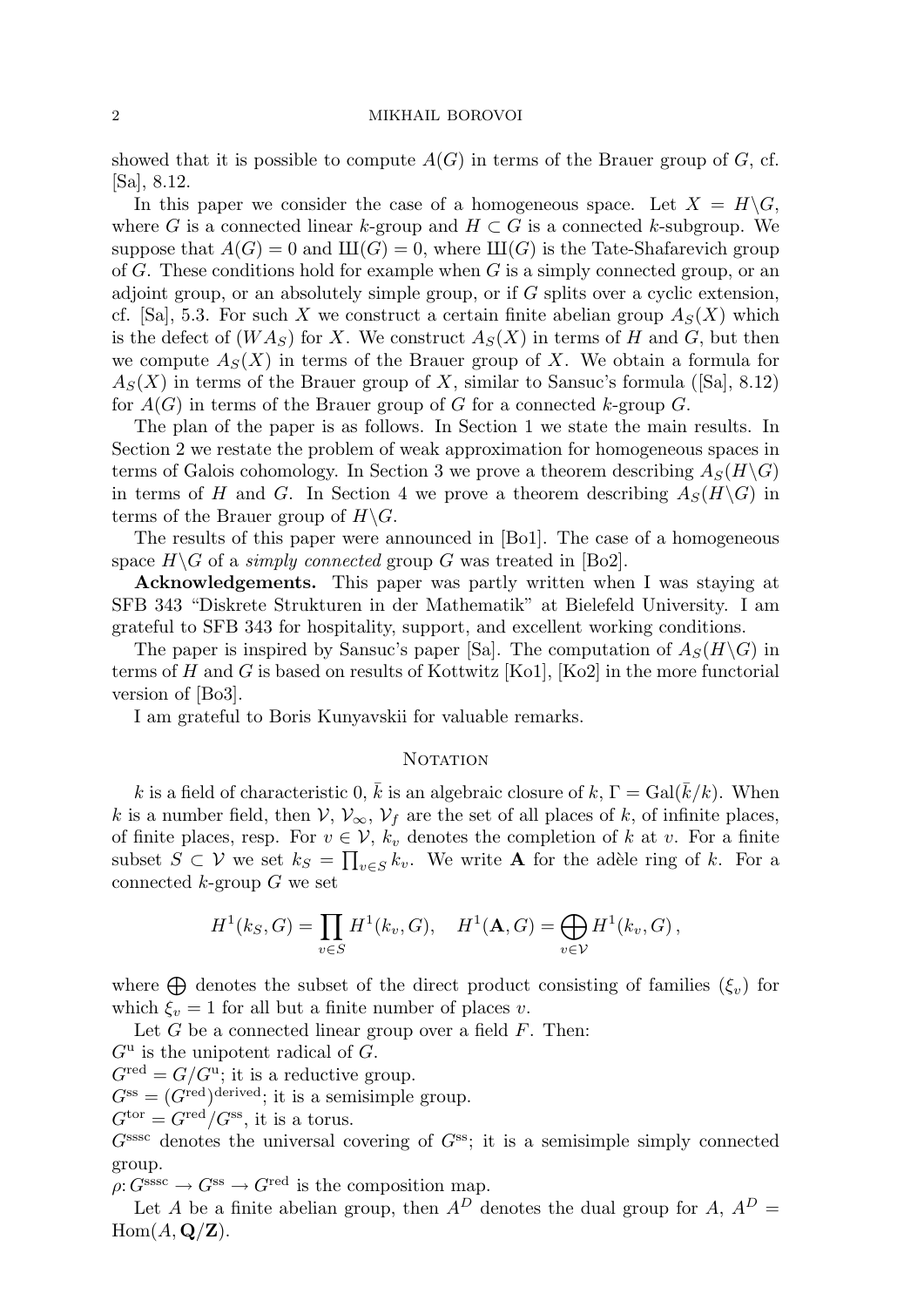showed that it is possible to compute $A(G)$ in terms of the Brauer group of $G$, cf. [Sa], 8.12.

In this paper we consider the case of a homogeneous space. Let $X = H\backslash G$, where $G$ is a connected linear $k$-group and $H \subset G$ is a connected $k$-subgroup. We suppose that $A(G) = 0$ and $Ш(G) = 0$, where $Ш(G)$ is the Tate-Shafarevich group of $G$. These conditions hold for example when $G$ is a simply connected group, or an adjoint group, or an absolutely simple group, or if $G$ splits over a cyclic extension, cf. [Sa], 5.3. For such $X$ we construct a certain finite abelian group $A_S(X)$ which is the defect of $(WA_S)$ for $X$. We construct $A_S(X)$ in terms of $H$ and $G$, but then we compute $A_S(X)$ in terms of the Brauer group of $X$. We obtain a formula for $A_S(X)$ in terms of the Brauer group of $X$, similar to Sansuc's formula ([Sa], 8.12) for $A(G)$ in terms of the Brauer group of $G$ for a connected $k$-group $G$.

The plan of the paper is as follows. In Section 1 we state the main results. In Section 2 we restate the problem of weak approximation for homogeneous spaces in terms of Galois cohomology. In Section 3 we prove a theorem describing $A_S(H\backslash G)$ in terms of $H$ and $G$. In Section 4 we prove a theorem describing $A_S(H\backslash G)$ in terms of the Brauer group of $H\backslash G$.

The results of this paper were announced in [Bo1]. The case of a homogeneous space $H\backslash G$ of a *simply connected* group $G$ was treated in [Bo2].

**Acknowledgements.** This paper was partly written when I was staying at SFB 343 "Diskrete Strukturen in der Mathematik" at Bielefeld University. I am grateful to SFB 343 for hospitality, support, and excellent working conditions.

The paper is inspired by Sansuc's paper [Sa]. The computation of $A_S(H\backslash G)$ in terms of $H$ and $G$ is based on results of Kottwitz [Ko1], [Ko2] in the more functorial version of [Bo3].

I am grateful to Boris Kunyavskii for valuable remarks.

## Notation

$k$ is a field of characteristic 0, $\bar{k}$ is an algebraic closure of $k$, $\Gamma = \mathrm{Gal}(\bar{k}/k)$. When $k$ is a number field, then $\mathcal{V}$, $\mathcal{V}_\infty$, $\mathcal{V}_f$ are the set of all places of $k$, of infinite places, of finite places, resp. For $v \in \mathcal{V}$, $k_v$ denotes the completion of $k$ at $v$. For a finite subset $S \subset \mathcal{V}$ we set $k_S = \prod_{v\in S} k_v$. We write $\mathbf{A}$ for the adèle ring of $k$. For a connected $k$-group $G$ we set

$$H^1(k_S, G) = \prod_{v\in S} H^1(k_v, G), \quad H^1(\mathbf{A}, G) = \bigoplus_{v\in\mathcal{V}} H^1(k_v, G)\,,$$

where $\bigoplus$ denotes the subset of the direct product consisting of families $(\xi_v)$ for which $\xi_v = 1$ for all but a finite number of places $v$.

Let $G$ be a connected linear group over a field $F$. Then:
$G^{\mathrm{u}}$ is the unipotent radical of $G$.
$G^{\mathrm{red}} = G/G^{\mathrm{u}}$; it is a reductive group.
$G^{\mathrm{ss}} = (G^{\mathrm{red}})^{\mathrm{derived}}$; it is a semisimple group.
$G^{\mathrm{tor}} = G^{\mathrm{red}}/G^{\mathrm{ss}}$, it is a torus.
$G^{\mathrm{sssc}}$ denotes the universal covering of $G^{\mathrm{ss}}$; it is a semisimple simply connected group.
$\rho\colon G^{\mathrm{sssc}} \to G^{\mathrm{ss}} \to G^{\mathrm{red}}$ is the composition map.

Let $A$ be a finite abelian group, then $A^D$ denotes the dual group for $A$, $A^D = \mathrm{Hom}(A, \mathbf{Q}/\mathbf{Z})$.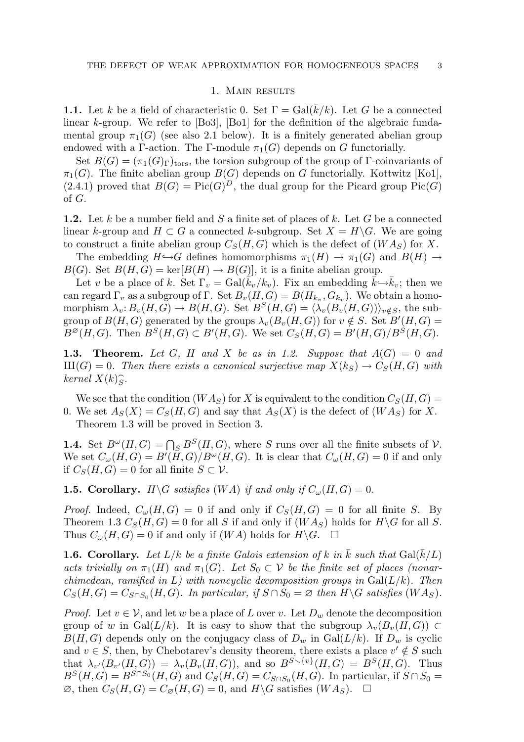## 1. Main results

**1.1.** Let $k$ be a field of characteristic 0. Set $\Gamma = \mathrm{Gal}(\bar{k}/k)$. Let $G$ be a connected linear $k$-group. We refer to [Bo3], [Bo1] for the definition of the algebraic fundamental group $\pi_1(G)$ (see also 2.1 below). It is a finitely generated abelian group endowed with a $\Gamma$-action. The $\Gamma$-module $\pi_1(G)$ depends on $G$ functorially.

Set $B(G) = (\pi_1(G)_\Gamma)_{\mathrm{tors}}$, the torsion subgroup of the group of $\Gamma$-coinvariants of $\pi_1(G)$. The finite abelian group $B(G)$ depends on $G$ functorially. Kottwitz [Ko1], (2.4.1) proved that $B(G) = \mathrm{Pic}(G)^D$, the dual group for the Picard group $\mathrm{Pic}(G)$ of $G$.

**1.2.** Let $k$ be a number field and $S$ a finite set of places of $k$. Let $G$ be a connected linear $k$-group and $H \subset G$ a connected $k$-subgroup. Set $X = H\backslash G$. We are going to construct a finite abelian group $C_S(H,G)$ which is the defect of $(WA_S)$ for $X$.

The embedding $H \hookrightarrow G$ defines homomorphisms $\pi_1(H) \to \pi_1(G)$ and $B(H) \to B(G)$. Set $B(H,G) = \ker[B(H) \to B(G)]$, it is a finite abelian group.

Let $v$ be a place of $k$. Set $\Gamma_v = \mathrm{Gal}(\bar{k}_v/k_v)$. Fix an embedding $\bar{k} \hookrightarrow \bar{k}_v$; then we can regard $\Gamma_v$ as a subgroup of $\Gamma$. Set $B_v(H,G) = B(H_{k_v}, G_{k_v})$. We obtain a homomorphism $\lambda_v \colon B_v(H,G) \to B(H,G)$. Set $B^S(H,G) = \langle \lambda_v(B_v(H,G)) \rangle_{v \notin S}$, the subgroup of $B(H,G)$ generated by the groups $\lambda_v(B_v(H,G))$ for $v \notin S$. Set $B'(H,G) = B^{\varnothing}(H,G)$. Then $B^S(H,G) \subset B'(H,G)$. We set $C_S(H,G) = B'(H,G)/B^S(H,G)$.

**1.3. Theorem.** *Let $G$, $H$ and $X$ be as in 1.2. Suppose that $A(G) = 0$ and $Ш(G) = 0$. Then there exists a canonical surjective map $X(k_S) \to C_S(H,G)$ with kernel $X(k)\widehat{_S}$.*

We see that the condition $(WA_S)$ for $X$ is equivalent to the condition $C_S(H,G) = 0$. We set $A_S(X) = C_S(H,G)$ and say that $A_S(X)$ is the defect of $(WA_S)$ for $X$.

Theorem 1.3 will be proved in Section 3.

**1.4.** Set $B^\omega(H,G) = \bigcap_S B^S(H,G)$, where $S$ runs over all the finite subsets of $\mathcal{V}$. We set $C_\omega(H,G) = B'(H,G)/B^\omega(H,G)$. It is clear that $C_\omega(H,G) = 0$ if and only if $C_S(H,G) = 0$ for all finite $S \subset \mathcal{V}$.

**1.5. Corollary.** *$H\backslash G$ satisfies $(WA)$ if and only if $C_\omega(H,G) = 0$.*

*Proof.* Indeed, $C_\omega(H,G) = 0$ if and only if $C_S(H,G) = 0$ for all finite $S$. By Theorem 1.3 $C_S(H,G) = 0$ for all $S$ if and only if $(WA_S)$ holds for $H\backslash G$ for all $S$. Thus $C_\omega(H,G) = 0$ if and only if $(WA)$ holds for $H\backslash G$. $\square$

**1.6. Corollary.** *Let $L/k$ be a finite Galois extension of $k$ in $\bar{k}$ such that $\mathrm{Gal}(\bar{k}/L)$ acts trivially on $\pi_1(H)$ and $\pi_1(G)$. Let $S_0 \subset \mathcal{V}$ be the finite set of places (nonarchimedean, ramified in $L$) with noncyclic decomposition groups in $\mathrm{Gal}(L/k)$. Then $C_S(H,G) = C_{S\cap S_0}(H,G)$. In particular, if $S \cap S_0 = \varnothing$ then $H\backslash G$ satisfies $(WA_S)$.*

*Proof.* Let $v \in \mathcal{V}$, and let $w$ be a place of $L$ over $v$. Let $D_w$ denote the decomposition group of $w$ in $\mathrm{Gal}(L/k)$. It is easy to show that the subgroup $\lambda_v(B_v(H,G)) \subset B(H,G)$ depends only on the conjugacy class of $D_w$ in $\mathrm{Gal}(L/k)$. If $D_w$ is cyclic and $v \in S$, then, by Chebotarev's density theorem, there exists a place $v' \notin S$ such that $\lambda_{v'}(B_{v'}(H,G)) = \lambda_v(B_v(H,G))$, and so $B^{S\smallsetminus\{v\}}(H,G) = B^S(H,G)$. Thus $B^S(H,G) = B^{S\cap S_0}(H,G)$ and $C_S(H,G) = C_{S\cap S_0}(H,G)$. In particular, if $S \cap S_0 = \varnothing$, then $C_S(H,G) = C_\varnothing(H,G) = 0$, and $H\backslash G$ satisfies $(WA_S)$. $\square$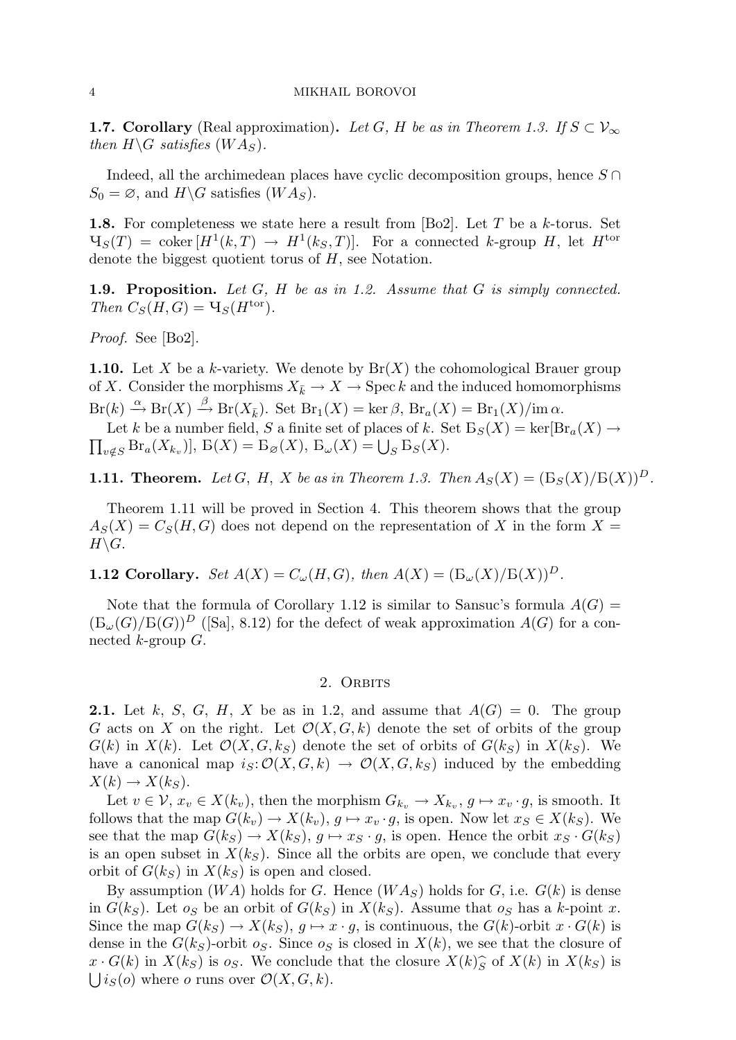**1.7. Corollary** (Real approximation)**.** *Let $G$, $H$ be as in Theorem 1.3. If $S \subset \mathcal{V}_\infty$ then $H\backslash G$ satisfies $(WA_S)$.*

Indeed, all the archimedean places have cyclic decomposition groups, hence $S \cap S_0 = \varnothing$, and $H\backslash G$ satisfies $(WA_S)$.

**1.8.** For completeness we state here a result from [Bo2]. Let $T$ be a $k$-torus. Set $Ч_S(T) = \operatorname{coker}[H^1(k,T) \to H^1(k_S,T)]$. For a connected $k$-group $H$, let $H^{\mathrm{tor}}$ denote the biggest quotient torus of $H$, see Notation.

**1.9. Proposition.** *Let $G$, $H$ be as in 1.2. Assume that $G$ is simply connected. Then $C_S(H,G) = Ч_S(H^{\mathrm{tor}})$.*

*Proof.* See [Bo2].

**1.10.** Let $X$ be a $k$-variety. We denote by $\operatorname{Br}(X)$ the cohomological Brauer group of $X$. Consider the morphisms $X_{\bar{k}} \to X \to \operatorname{Spec} k$ and the induced homomorphisms $\operatorname{Br}(k) \xrightarrow{\alpha} \operatorname{Br}(X) \xrightarrow{\beta} \operatorname{Br}(X_{\bar{k}})$. Set $\operatorname{Br}_1(X) = \ker \beta$, $\operatorname{Br}_a(X) = \operatorname{Br}_1(X)/\operatorname{im}\alpha$.

Let $k$ be a number field, $S$ a finite set of places of $k$. Set $Б_S(X) = \ker[\operatorname{Br}_a(X) \to \prod_{v \notin S} \operatorname{Br}_a(X_{k_v})]$, $Б(X) = Б_\varnothing(X)$, $Б_\omega(X) = \bigcup_S Б_S(X)$.

**1.11. Theorem.** *Let $G$, $H$, $X$ be as in Theorem 1.3. Then $A_S(X) = (Б_S(X)/Б(X))^D$.*

Theorem 1.11 will be proved in Section 4. This theorem shows that the group $A_S(X) = C_S(H,G)$ does not depend on the representation of $X$ in the form $X = H\backslash G$.

**1.12 Corollary.** *Set $A(X) = C_\omega(H,G)$, then $A(X) = (Б_\omega(X)/Б(X))^D$.*

Note that the formula of Corollary 1.12 is similar to Sansuc's formula $A(G) = (Б_\omega(G)/Б(G))^D$ ([Sa], 8.12) for the defect of weak approximation $A(G)$ for a connected $k$-group $G$.

## 2. Orbits

**2.1.** Let $k$, $S$, $G$, $H$, $X$ be as in 1.2, and assume that $A(G) = 0$. The group $G$ acts on $X$ on the right. Let $\mathcal{O}(X,G,k)$ denote the set of orbits of the group $G(k)$ in $X(k)$. Let $\mathcal{O}(X,G,k_S)$ denote the set of orbits of $G(k_S)$ in $X(k_S)$. We have a canonical map $i_S\colon \mathcal{O}(X,G,k) \to \mathcal{O}(X,G,k_S)$ induced by the embedding $X(k) \to X(k_S)$.

Let $v \in \mathcal{V}$, $x_v \in X(k_v)$, then the morphism $G_{k_v} \to X_{k_v}$, $g \mapsto x_v \cdot g$, is smooth. It follows that the map $G(k_v) \to X(k_v)$, $g \mapsto x_v \cdot g$, is open. Now let $x_S \in X(k_S)$. We see that the map $G(k_S) \to X(k_S)$, $g \mapsto x_S \cdot g$, is open. Hence the orbit $x_S \cdot G(k_S)$ is an open subset in $X(k_S)$. Since all the orbits are open, we conclude that every orbit of $G(k_S)$ in $X(k_S)$ is open and closed.

By assumption $(WA)$ holds for $G$. Hence $(WA_S)$ holds for $G$, i.e. $G(k)$ is dense in $G(k_S)$. Let $o_S$ be an orbit of $G(k_S)$ in $X(k_S)$. Assume that $o_S$ has a $k$-point $x$. Since the map $G(k_S) \to X(k_S)$, $g \mapsto x \cdot g$, is continuous, the $G(k)$-orbit $x \cdot G(k)$ is dense in the $G(k_S)$-orbit $o_S$. Since $o_S$ is closed in $X(k)$, we see that the closure of $x \cdot G(k)$ in $X(k_S)$ is $o_S$. We conclude that the closure $X(k)\widehat{_S}$ of $X(k)$ in $X(k_S)$ is $\bigcup i_S(o)$ where $o$ runs over $\mathcal{O}(X,G,k)$.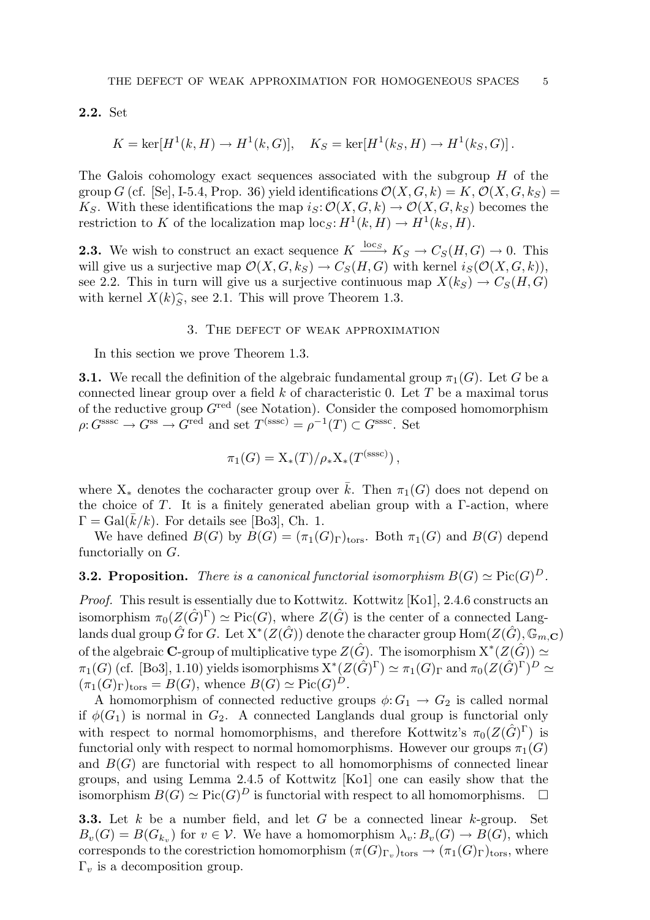**2.2.** Set

$$K = \ker[H^1(k,H) \to H^1(k,G)], \quad K_S = \ker[H^1(k_S,H) \to H^1(k_S,G)]\,.$$

The Galois cohomology exact sequences associated with the subgroup $H$ of the group $G$ (cf. [Se], I-5.4, Prop. 36) yield identifications $\mathcal{O}(X,G,k) = K$, $\mathcal{O}(X,G,k_S) = K_S$. With these identifications the map $i_S\colon \mathcal{O}(X,G,k) \to \mathcal{O}(X,G,k_S)$ becomes the restriction to $K$ of the localization map $\mathrm{loc}_S\colon H^1(k,H) \to H^1(k_S,H)$.

**2.3.** We wish to construct an exact sequence $K \xrightarrow{\mathrm{loc}_S} K_S \to C_S(H,G) \to 0$. This will give us a surjective map $\mathcal{O}(X,G,k_S) \to C_S(H,G)$ with kernel $i_S(\mathcal{O}(X,G,k))$, see 2.2. This in turn will give us a surjective continuous map $X(k_S) \to C_S(H,G)$ with kernel $X(k)^{\frown}_S$, see 2.1. This will prove Theorem 1.3.

## 3. The defect of weak approximation

In this section we prove Theorem 1.3.

**3.1.** We recall the definition of the algebraic fundamental group $\pi_1(G)$. Let $G$ be a connected linear group over a field $k$ of characteristic 0. Let $T$ be a maximal torus of the reductive group $G^{\mathrm{red}}$ (see Notation). Consider the composed homomorphism $\rho\colon G^{\mathrm{sssc}} \to G^{\mathrm{ss}} \to G^{\mathrm{red}}$ and set $T^{(\mathrm{sssc})} = \rho^{-1}(T) \subset G^{\mathrm{sssc}}$. Set

$$\pi_1(G) = \mathrm{X}_*(T)/\rho_*\mathrm{X}_*(T^{(\mathrm{sssc})})\,,$$

where $\mathrm{X}_*$ denotes the cocharacter group over $\bar{k}$. Then $\pi_1(G)$ does not depend on the choice of $T$. It is a finitely generated abelian group with a $\Gamma$-action, where $\Gamma = \mathrm{Gal}(\bar{k}/k)$. For details see [Bo3], Ch. 1.

We have defined $B(G)$ by $B(G) = (\pi_1(G)_\Gamma)_{\mathrm{tors}}$. Both $\pi_1(G)$ and $B(G)$ depend functorially on $G$.

**3.2. Proposition.** *There is a canonical functorial isomorphism $B(G) \simeq \mathrm{Pic}(G)^D$.*

*Proof.* This result is essentially due to Kottwitz. Kottwitz [Ko1], 2.4.6 constructs an isomorphism $\pi_0(Z(\hat{G})^\Gamma) \simeq \mathrm{Pic}(G)$, where $Z(\hat{G})$ is the center of a connected Langlands dual group $\hat{G}$ for $G$. Let $\mathrm{X}^*(Z(\hat{G}))$ denote the character group $\mathrm{Hom}(Z(\hat{G}), \mathbb{G}_{m,\mathbf{C}})$ of the algebraic $\mathbf{C}$-group of multiplicative type $Z(\hat{G})$. The isomorphism $\mathrm{X}^*(Z(\hat{G})) \simeq \pi_1(G)$ (cf. [Bo3], 1.10) yields isomorphisms $\mathrm{X}^*(Z(\hat{G})^\Gamma) \simeq \pi_1(G)_\Gamma$ and $\pi_0(Z(\hat{G})^\Gamma)^D \simeq (\pi_1(G)_\Gamma)_{\mathrm{tors}} = B(G)$, whence $B(G) \simeq \mathrm{Pic}(G)^D$.

A homomorphism of connected reductive groups $\phi\colon G_1 \to G_2$ is called normal if $\phi(G_1)$ is normal in $G_2$. A connected Langlands dual group is functorial only with respect to normal homomorphisms, and therefore Kottwitz's $\pi_0(Z(\hat{G})^\Gamma)$ is functorial only with respect to normal homomorphisms. However our groups $\pi_1(G)$ and $B(G)$ are functorial with respect to all homomorphisms of connected linear groups, and using Lemma 2.4.5 of Kottwitz [Ko1] one can easily show that the isomorphism $B(G) \simeq \mathrm{Pic}(G)^D$ is functorial with respect to all homomorphisms. $\square$

**3.3.** Let $k$ be a number field, and let $G$ be a connected linear $k$-group. Set $B_v(G) = B(G_{k_v})$ for $v \in \mathcal{V}$. We have a homomorphism $\lambda_v\colon B_v(G) \to B(G)$, which corresponds to the corestriction homomorphism $(\pi(G)_{\Gamma_v})_{\mathrm{tors}} \to (\pi_1(G)_\Gamma)_{\mathrm{tors}}$, where $\Gamma_v$ is a decomposition group.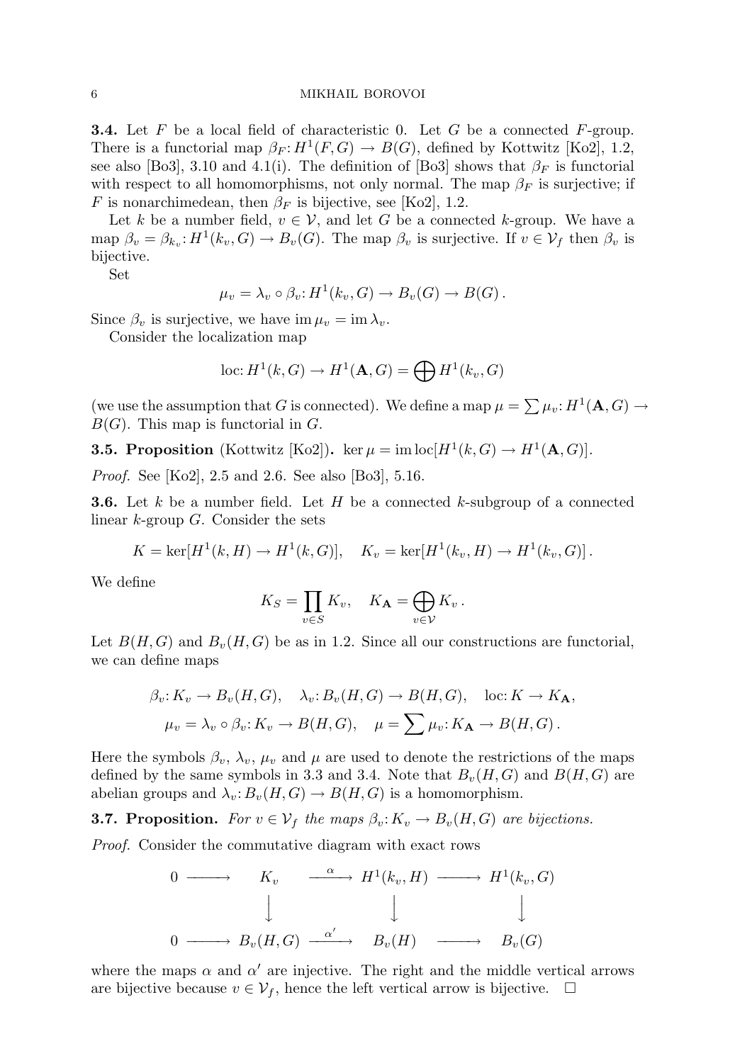**3.4.** Let $F$ be a local field of characteristic 0. Let $G$ be a connected $F$-group. There is a functorial map $\beta_F\colon H^1(F,G) \to B(G)$, defined by Kottwitz [Ko2], 1.2, see also [Bo3], 3.10 and 4.1(i). The definition of [Bo3] shows that $\beta_F$ is functorial with respect to all homomorphisms, not only normal. The map $\beta_F$ is surjective; if $F$ is nonarchimedean, then $\beta_F$ is bijective, see [Ko2], 1.2.

Let $k$ be a number field, $v \in \mathcal{V}$, and let $G$ be a connected $k$-group. We have a map $\beta_v = \beta_{k_v}\colon H^1(k_v, G) \to B_v(G)$. The map $\beta_v$ is surjective. If $v \in \mathcal{V}_f$ then $\beta_v$ is bijective.

Set

$$\mu_v = \lambda_v \circ \beta_v\colon H^1(k_v, G) \to B_v(G) \to B(G)\,.$$

Since $\beta_v$ is surjective, we have $\operatorname{im}\mu_v = \operatorname{im}\lambda_v$.

Consider the localization map

$$\operatorname{loc}\colon H^1(k,G) \to H^1(\mathbf{A},G) = \bigoplus H^1(k_v,G)$$

(we use the assumption that $G$ is connected). We define a map $\mu = \sum \mu_v\colon H^1(\mathbf{A},G) \to B(G)$. This map is functorial in $G$.

**3.5. Proposition** (Kottwitz [Ko2])**.** $\ker\mu = \operatorname{im}\operatorname{loc}[H^1(k,G) \to H^1(\mathbf{A},G)]$.

*Proof.* See [Ko2], 2.5 and 2.6. See also [Bo3], 5.16.

**3.6.** Let $k$ be a number field. Let $H$ be a connected $k$-subgroup of a connected linear $k$-group $G$. Consider the sets

$$K = \ker[H^1(k,H) \to H^1(k,G)], \quad K_v = \ker[H^1(k_v,H) \to H^1(k_v,G)]\,.$$

We define

$$K_S = \prod_{v\in S} K_v, \quad K_{\mathbf{A}} = \bigoplus_{v\in\mathcal{V}} K_v\,.$$

Let $B(H,G)$ and $B_v(H,G)$ be as in 1.2. Since all our constructions are functorial, we can define maps

$$\beta_v\colon K_v \to B_v(H,G), \quad \lambda_v\colon B_v(H,G) \to B(H,G), \quad \operatorname{loc}\colon K \to K_{\mathbf{A}},$$
$$\mu_v = \lambda_v \circ \beta_v\colon K_v \to B(H,G), \quad \mu = \sum \mu_v\colon K_{\mathbf{A}} \to B(H,G)\,.$$

Here the symbols $\beta_v$, $\lambda_v$, $\mu_v$ and $\mu$ are used to denote the restrictions of the maps defined by the same symbols in 3.3 and 3.4. Note that $B_v(H,G)$ and $B(H,G)$ are abelian groups and $\lambda_v\colon B_v(H,G) \to B(H,G)$ is a homomorphism.

**3.7. Proposition.** *For $v \in \mathcal{V}_f$ the maps $\beta_v\colon K_v \to B_v(H,G)$ are bijections.*

*Proof.* Consider the commutative diagram with exact rows

$$\begin{array}{ccccccc}
0 & \longrightarrow & K_v & \xrightarrow{\alpha} & H^1(k_v,H) & \longrightarrow & H^1(k_v,G) \\
 & & \downarrow & & \downarrow & & \downarrow \\
0 & \longrightarrow & B_v(H,G) & \xrightarrow{\alpha'} & B_v(H) & \longrightarrow & B_v(G)
\end{array}$$

where the maps $\alpha$ and $\alpha'$ are injective. The right and the middle vertical arrows are bijective because $v \in \mathcal{V}_f$, hence the left vertical arrow is bijective. $\square$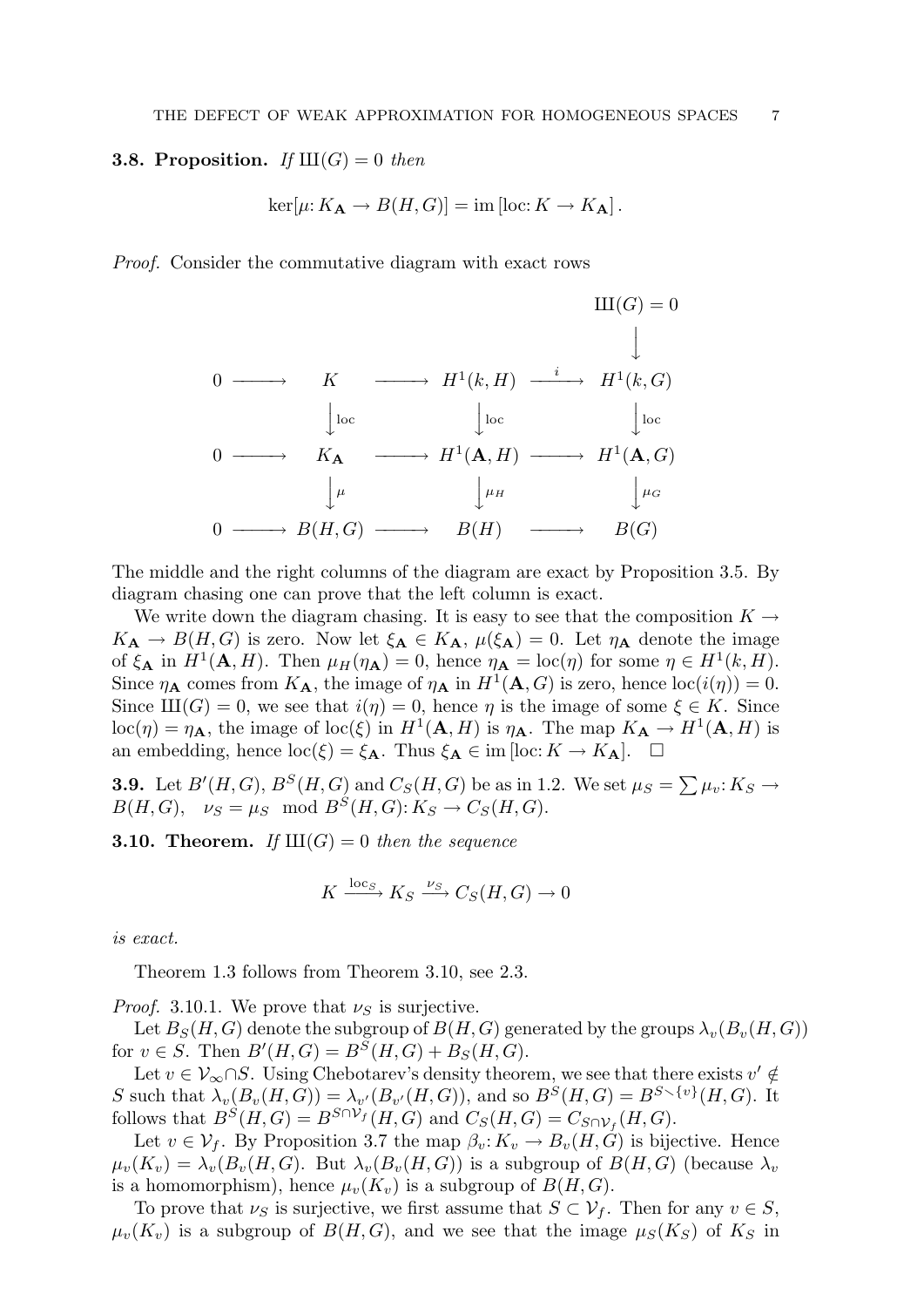**3.8. Proposition.** *If* $\text{Ш}(G) = 0$ *then*

$$\ker[\mu\colon K_{\mathbf{A}} \to B(H,G)] = \operatorname{im}[\text{loc}\colon K \to K_{\mathbf{A}}].$$

*Proof.* Consider the commutative diagram with exact rows

$$\begin{array}{ccccccc}
 & & & & & & \text{Ш}(G) = 0 \\
 & & & & & & \downarrow \\
0 & \longrightarrow & K & \longrightarrow & H^1(k,H) & \xrightarrow{\ i\ } & H^1(k,G) \\
 & & \downarrow{\scriptstyle \text{loc}} & & \downarrow{\scriptstyle \text{loc}} & & \downarrow{\scriptstyle \text{loc}} \\
0 & \longrightarrow & K_{\mathbf{A}} & \longrightarrow & H^1(\mathbf{A},H) & \longrightarrow & H^1(\mathbf{A},G) \\
 & & \downarrow{\scriptstyle \mu} & & \downarrow{\scriptstyle \mu_H} & & \downarrow{\scriptstyle \mu_G} \\
0 & \longrightarrow & B(H,G) & \longrightarrow & B(H) & \longrightarrow & B(G)
\end{array}$$

The middle and the right columns of the diagram are exact by Proposition 3.5. By diagram chasing one can prove that the left column is exact.

We write down the diagram chasing. It is easy to see that the composition $K \to K_{\mathbf{A}} \to B(H,G)$ is zero. Now let $\xi_{\mathbf{A}} \in K_{\mathbf{A}}$, $\mu(\xi_{\mathbf{A}}) = 0$. Let $\eta_{\mathbf{A}}$ denote the image of $\xi_{\mathbf{A}}$ in $H^1(\mathbf{A},H)$. Then $\mu_H(\eta_{\mathbf{A}}) = 0$, hence $\eta_{\mathbf{A}} = \text{loc}(\eta)$ for some $\eta \in H^1(k,H)$. Since $\eta_{\mathbf{A}}$ comes from $K_{\mathbf{A}}$, the image of $\eta_{\mathbf{A}}$ in $H^1(\mathbf{A},G)$ is zero, hence $\text{loc}(i(\eta)) = 0$. Since $\text{Ш}(G) = 0$, we see that $i(\eta) = 0$, hence $\eta$ is the image of some $\xi \in K$. Since $\text{loc}(\eta) = \eta_{\mathbf{A}}$, the image of $\text{loc}(\xi)$ in $H^1(\mathbf{A},H)$ is $\eta_{\mathbf{A}}$. The map $K_{\mathbf{A}} \to H^1(\mathbf{A},H)$ is an embedding, hence $\text{loc}(\xi) = \xi_{\mathbf{A}}$. Thus $\xi_{\mathbf{A}} \in \operatorname{im}[\text{loc}\colon K \to K_{\mathbf{A}}]$. $\square$

**3.9.** Let $B'(H,G)$, $B^S(H,G)$ and $C_S(H,G)$ be as in 1.2. We set $\mu_S = \sum \mu_v\colon K_S \to B(H,G)$, $\nu_S = \mu_S \mod B^S(H,G)\colon K_S \to C_S(H,G)$.

**3.10. Theorem.** *If* $\text{Ш}(G) = 0$ *then the sequence*

$$K \xrightarrow{\text{loc}_S} K_S \xrightarrow{\nu_S} C_S(H,G) \to 0$$

*is exact.*

Theorem 1.3 follows from Theorem 3.10, see 2.3.

*Proof.* 3.10.1. We prove that $\nu_S$ is surjective.

Let $B_S(H,G)$ denote the subgroup of $B(H,G)$ generated by the groups $\lambda_v(B_v(H,G))$ for $v \in S$. Then $B'(H,G) = B^S(H,G) + B_S(H,G)$.

Let $v \in \mathcal{V}_\infty \cap S$. Using Chebotarev's density theorem, we see that there exists $v' \notin S$ such that $\lambda_v(B_v(H,G)) = \lambda_{v'}(B_{v'}(H,G))$, and so $B^S(H,G) = B^{S\smallsetminus\{v\}}(H,G)$. It follows that $B^S(H,G) = B^{S\cap\mathcal{V}_f}(H,G)$ and $C_S(H,G) = C_{S\cap\mathcal{V}_f}(H,G)$.

Let $v \in \mathcal{V}_f$. By Proposition 3.7 the map $\beta_v\colon K_v \to B_v(H,G)$ is bijective. Hence $\mu_v(K_v) = \lambda_v(B_v(H,G)$. But $\lambda_v(B_v(H,G))$ is a subgroup of $B(H,G)$ (because $\lambda_v$ is a homomorphism), hence $\mu_v(K_v)$ is a subgroup of $B(H,G)$.

To prove that $\nu_S$ is surjective, we first assume that $S \subset \mathcal{V}_f$. Then for any $v \in S$, $\mu_v(K_v)$ is a subgroup of $B(H,G)$, and we see that the image $\mu_S(K_S)$ of $K_S$ in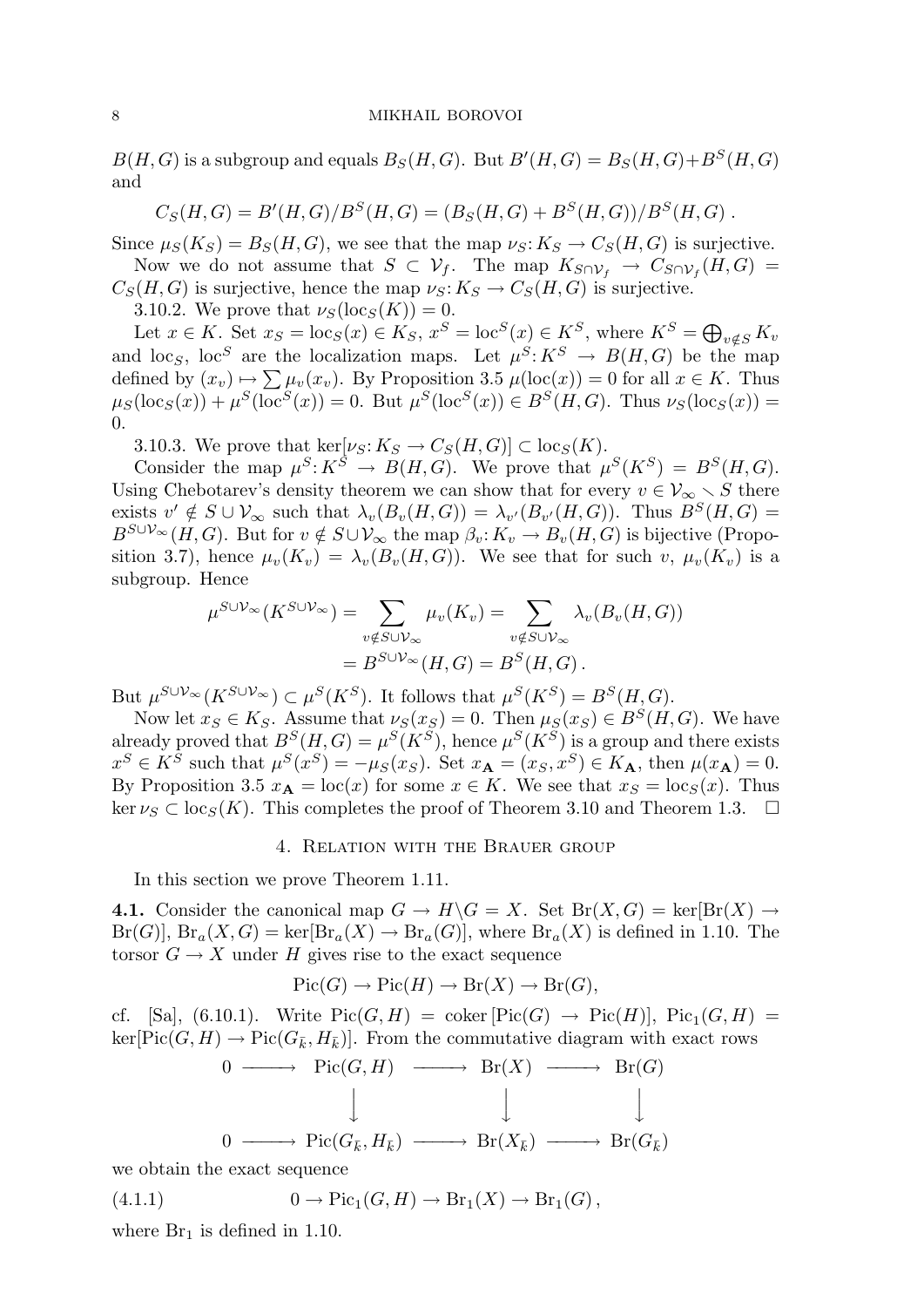$B(H,G)$ is a subgroup and equals $B_S(H,G)$. But $B'(H,G) = B_S(H,G) + B^S(H,G)$ and

$$C_S(H,G) = B'(H,G)/B^S(H,G) = (B_S(H,G) + B^S(H,G))/B^S(H,G)\,.$$

Since $\mu_S(K_S) = B_S(H,G)$, we see that the map $\nu_S\colon K_S \to C_S(H,G)$ is surjective.

Now we do not assume that $S \subset \mathcal{V}_f$. The map $K_{S\cap\mathcal{V}_f} \to C_{S\cap\mathcal{V}_f}(H,G) = C_S(H,G)$ is surjective, hence the map $\nu_S\colon K_S \to C_S(H,G)$ is surjective.

3.10.2. We prove that $\nu_S(\operatorname{loc}_S(K)) = 0$.

Let $x \in K$. Set $x_S = \operatorname{loc}_S(x) \in K_S$, $x^S = \operatorname{loc}^S(x) \in K^S$, where $K^S = \bigoplus_{v\notin S} K_v$ and $\operatorname{loc}_S$, $\operatorname{loc}^S$ are the localization maps. Let $\mu^S\colon K^S \to B(H,G)$ be the map defined by $(x_v) \mapsto \sum \mu_v(x_v)$. By Proposition 3.5 $\mu(\operatorname{loc}(x)) = 0$ for all $x \in K$. Thus $\mu_S(\operatorname{loc}_S(x)) + \mu^S(\operatorname{loc}^S(x)) = 0$. But $\mu^S(\operatorname{loc}^S(x)) \in B^S(H,G)$. Thus $\nu_S(\operatorname{loc}_S(x)) = 0$.

3.10.3. We prove that $\ker[\nu_S\colon K_S \to C_S(H,G)] \subset \operatorname{loc}_S(K)$.

Consider the map $\mu^S\colon K^S \to B(H,G)$. We prove that $\mu^S(K^S) = B^S(H,G)$. Using Chebotarev's density theorem we can show that for every $v \in \mathcal{V}_\infty \smallsetminus S$ there exists $v' \notin S \cup \mathcal{V}_\infty$ such that $\lambda_v(B_v(H,G)) = \lambda_{v'}(B_{v'}(H,G))$. Thus $B^S(H,G) = B^{S\cup\mathcal{V}_\infty}(H,G)$. But for $v \notin S\cup\mathcal{V}_\infty$ the map $\beta_v\colon K_v \to B_v(H,G)$ is bijective (Proposition 3.7), hence $\mu_v(K_v) = \lambda_v(B_v(H,G))$. We see that for such $v$, $\mu_v(K_v)$ is a subgroup. Hence

$$\begin{aligned}\mu^{S\cup\mathcal{V}_\infty}(K^{S\cup\mathcal{V}_\infty}) &= \sum_{v\notin S\cup\mathcal{V}_\infty} \mu_v(K_v) = \sum_{v\notin S\cup\mathcal{V}_\infty} \lambda_v(B_v(H,G)) \\ &= B^{S\cup\mathcal{V}_\infty}(H,G) = B^S(H,G)\,.\end{aligned}$$

But $\mu^{S\cup\mathcal{V}_\infty}(K^{S\cup\mathcal{V}_\infty}) \subset \mu^S(K^S)$. It follows that $\mu^S(K^S) = B^S(H,G)$.

Now let $x_S \in K_S$. Assume that $\nu_S(x_S) = 0$. Then $\mu_S(x_S) \in B^S(H,G)$. We have already proved that $B^S(H,G) = \mu^S(K^S)$, hence $\mu^S(K^S)$ is a group and there exists $x^S \in K^S$ such that $\mu^S(x^S) = -\mu_S(x_S)$. Set $x_{\mathbf{A}} = (x_S, x^S) \in K_{\mathbf{A}}$, then $\mu(x_{\mathbf{A}}) = 0$. By Proposition 3.5 $x_{\mathbf{A}} = \operatorname{loc}(x)$ for some $x \in K$. We see that $x_S = \operatorname{loc}_S(x)$. Thus $\ker \nu_S \subset \operatorname{loc}_S(K)$. This completes the proof of Theorem 3.10 and Theorem 1.3. $\square$

## 4. Relation with the Brauer group

In this section we prove Theorem 1.11.

**4.1.** Consider the canonical map $G \to H\backslash G = X$. Set $\operatorname{Br}(X,G) = \ker[\operatorname{Br}(X) \to \operatorname{Br}(G)]$, $\operatorname{Br}_a(X,G) = \ker[\operatorname{Br}_a(X) \to \operatorname{Br}_a(G)]$, where $\operatorname{Br}_a(X)$ is defined in 1.10. The torsor $G \to X$ under $H$ gives rise to the exact sequence

$$\operatorname{Pic}(G) \to \operatorname{Pic}(H) \to \operatorname{Br}(X) \to \operatorname{Br}(G),$$

cf. [Sa], (6.10.1). Write $\operatorname{Pic}(G,H) = \operatorname{coker}[\operatorname{Pic}(G) \to \operatorname{Pic}(H)]$, $\operatorname{Pic}_1(G,H) = \ker[\operatorname{Pic}(G,H) \to \operatorname{Pic}(G_{\bar k}, H_{\bar k})]$. From the commutative diagram with exact rows

$$\begin{array}{ccccccc} 0 & \longrightarrow & \operatorname{Pic}(G,H) & \longrightarrow & \operatorname{Br}(X) & \longrightarrow & \operatorname{Br}(G) \\ & & \big\downarrow & & \big\downarrow & & \big\downarrow \\ 0 & \longrightarrow & \operatorname{Pic}(G_{\bar k}, H_{\bar k}) & \longrightarrow & \operatorname{Br}(X_{\bar k}) & \longrightarrow & \operatorname{Br}(G_{\bar k}) \end{array}$$

we obtain the exact sequence

$$0 \to \operatorname{Pic}_1(G,H) \to \operatorname{Br}_1(X) \to \operatorname{Br}_1(G)\,, \tag{4.1.1}$$

where $\operatorname{Br}_1$ is defined in 1.10.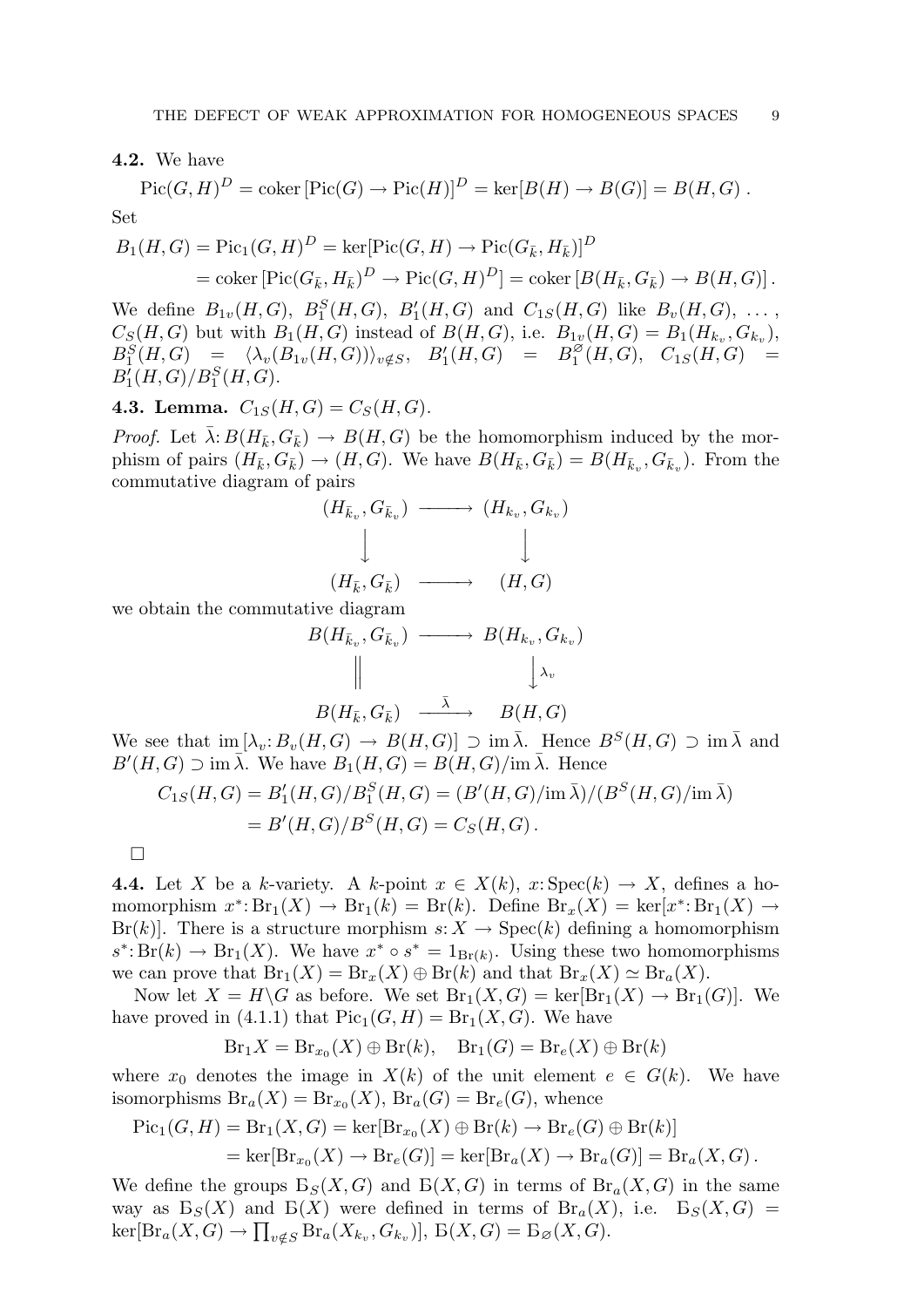**4.2.** We have

$$\operatorname{Pic}(G,H)^D = \operatorname{coker}[\operatorname{Pic}(G) \to \operatorname{Pic}(H)]^D = \ker[B(H) \to B(G)] = B(H,G)\,.$$

Set

$$\begin{aligned} B_1(H,G) &= \operatorname{Pic}_1(G,H)^D = \ker[\operatorname{Pic}(G,H) \to \operatorname{Pic}(G_{\bar k}, H_{\bar k})]^D \\ &= \operatorname{coker}[\operatorname{Pic}(G_{\bar k}, H_{\bar k})^D \to \operatorname{Pic}(G,H)^D] = \operatorname{coker}[B(H_{\bar k}, G_{\bar k}) \to B(H,G)]\,. \end{aligned}$$

We define $B_{1v}(H,G)$, $B_1^S(H,G)$, $B_1'(H,G)$ and $C_{1S}(H,G)$ like $B_v(H,G)$, $\dots$, $C_S(H,G)$ but with $B_1(H,G)$ instead of $B(H,G)$, i.e. $B_{1v}(H,G) = B_1(H_{k_v}, G_{k_v})$, $B_1^S(H,G) = \langle \lambda_v(B_{1v}(H,G))\rangle_{v\notin S}$, $B_1'(H,G) = B_1^{\varnothing}(H,G)$, $C_{1S}(H,G) = B_1'(H,G)/B_1^S(H,G)$.

**4.3. Lemma.** *$C_{1S}(H,G) = C_S(H,G)$.*

*Proof.* Let $\bar\lambda\colon B(H_{\bar k}, G_{\bar k}) \to B(H,G)$ be the homomorphism induced by the morphism of pairs $(H_{\bar k}, G_{\bar k}) \to (H,G)$. We have $B(H_{\bar k}, G_{\bar k}) = B(H_{\bar k_v}, G_{\bar k_v})$. From the commutative diagram of pairs

$$\begin{array}{ccc} (H_{\bar k_v}, G_{\bar k_v}) & \longrightarrow & (H_{k_v}, G_{k_v}) \\ \Big\downarrow & & \Big\downarrow \\ (H_{\bar k}, G_{\bar k}) & \longrightarrow & (H,G) \end{array}$$

we obtain the commutative diagram

$$\begin{array}{ccc} B(H_{\bar k_v}, G_{\bar k_v}) & \longrightarrow & B(H_{k_v}, G_{k_v}) \\ \Big\| & & \Big\downarrow{\scriptstyle \lambda_v} \\ B(H_{\bar k}, G_{\bar k}) & \xrightarrow{\ \bar\lambda\ } & B(H,G) \end{array}$$

We see that $\operatorname{im}[\lambda_v\colon B_v(H,G) \to B(H,G)] \supset \operatorname{im}\bar\lambda$. Hence $B^S(H,G) \supset \operatorname{im}\bar\lambda$ and $B'(H,G) \supset \operatorname{im}\bar\lambda$. We have $B_1(H,G) = B(H,G)/\operatorname{im}\bar\lambda$. Hence

$$\begin{aligned} C_{1S}(H,G) &= B_1'(H,G)/B_1^S(H,G) = (B'(H,G)/\operatorname{im}\bar\lambda)/(B^S(H,G)/\operatorname{im}\bar\lambda) \\ &= B'(H,G)/B^S(H,G) = C_S(H,G)\,. \end{aligned}$$

□

**4.4.** Let $X$ be a $k$-variety. A $k$-point $x \in X(k)$, $x\colon \operatorname{Spec}(k) \to X$, defines a homomorphism $x^*\colon \operatorname{Br}_1(X) \to \operatorname{Br}_1(k) = \operatorname{Br}(k)$. Define $\operatorname{Br}_x(X) = \ker[x^*\colon \operatorname{Br}_1(X) \to \operatorname{Br}(k)]$. There is a structure morphism $s\colon X \to \operatorname{Spec}(k)$ defining a homomorphism $s^*\colon \operatorname{Br}(k) \to \operatorname{Br}_1(X)$. We have $x^* \circ s^* = 1_{\operatorname{Br}(k)}$. Using these two homomorphisms we can prove that $\operatorname{Br}_1(X) = \operatorname{Br}_x(X) \oplus \operatorname{Br}(k)$ and that $\operatorname{Br}_x(X) \simeq \operatorname{Br}_a(X)$.

Now let $X = H\backslash G$ as before. We set $\operatorname{Br}_1(X,G) = \ker[\operatorname{Br}_1(X) \to \operatorname{Br}_1(G)]$. We have proved in (4.1.1) that $\operatorname{Pic}_1(G,H) = \operatorname{Br}_1(X,G)$. We have

$$\operatorname{Br}_1 X = \operatorname{Br}_{x_0}(X) \oplus \operatorname{Br}(k), \quad \operatorname{Br}_1(G) = \operatorname{Br}_e(X) \oplus \operatorname{Br}(k)$$

where $x_0$ denotes the image in $X(k)$ of the unit element $e \in G(k)$. We have isomorphisms $\operatorname{Br}_a(X) = \operatorname{Br}_{x_0}(X)$, $\operatorname{Br}_a(G) = \operatorname{Br}_e(G)$, whence

$$\begin{aligned} \operatorname{Pic}_1(G,H) &= \operatorname{Br}_1(X,G) = \ker[\operatorname{Br}_{x_0}(X) \oplus \operatorname{Br}(k) \to \operatorname{Br}_e(G) \oplus \operatorname{Br}(k)] \\ &= \ker[\operatorname{Br}_{x_0}(X) \to \operatorname{Br}_e(G)] = \ker[\operatorname{Br}_a(X) \to \operatorname{Br}_a(G)] = \operatorname{Br}_a(X,G)\,. \end{aligned}$$

We define the groups $Б_S(X,G)$ and $Б(X,G)$ in terms of $\operatorname{Br}_a(X,G)$ in the same way as $Б_S(X)$ and $Б(X)$ were defined in terms of $\operatorname{Br}_a(X)$, i.e. $Б_S(X,G) = \ker[\operatorname{Br}_a(X,G) \to \prod_{v\notin S} \operatorname{Br}_a(X_{k_v}, G_{k_v})]$, $Б(X,G) = Б_{\varnothing}(X,G)$.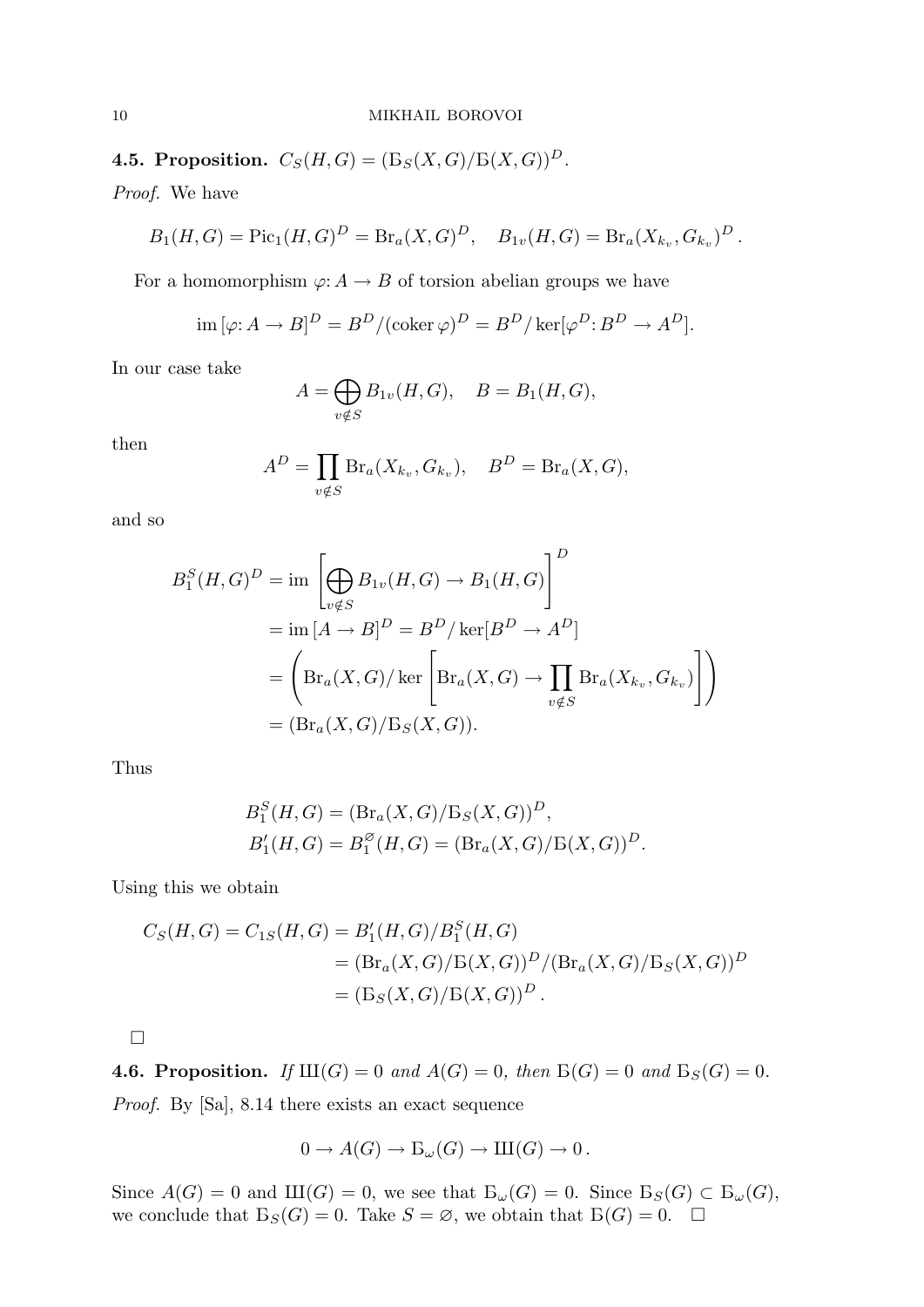**4.5. Proposition.** $C_S(H,G) = (\text{Б}_S(X,G)/\text{Б}(X,G))^D$.

*Proof.* We have

$$B_1(H,G) = \text{Pic}_1(H,G)^D = \text{Br}_a(X,G)^D, \quad B_{1v}(H,G) = \text{Br}_a(X_{k_v}, G_{k_v})^D.$$

For a homomorphism $\varphi\colon A \to B$ of torsion abelian groups we have

$$\text{im}\,[\varphi\colon A \to B]^D = B^D/(\text{coker}\,\varphi)^D = B^D/\ker[\varphi^D\colon B^D \to A^D].$$

In our case take

$$A = \bigoplus_{v \notin S} B_{1v}(H,G), \quad B = B_1(H,G),$$

then

$$A^D = \prod_{v \notin S} \text{Br}_a(X_{k_v}, G_{k_v}), \quad B^D = \text{Br}_a(X,G),$$

and so

$$\begin{aligned}
B_1^S(H,G)^D &= \text{im}\left[\bigoplus_{v \notin S} B_{1v}(H,G) \to B_1(H,G)\right]^D \\
&= \text{im}\,[A \to B]^D = B^D/\ker[B^D \to A^D] \\
&= \left(\text{Br}_a(X,G)/\ker\left[\text{Br}_a(X,G) \to \prod_{v \notin S} \text{Br}_a(X_{k_v}, G_{k_v})\right]\right) \\
&= (\text{Br}_a(X,G)/\text{Б}_S(X,G)).
\end{aligned}$$

Thus

$$\begin{aligned}
B_1^S(H,G) &= (\text{Br}_a(X,G)/\text{Б}_S(X,G))^D, \\
B_1'(H,G) &= B_1^{\varnothing}(H,G) = (\text{Br}_a(X,G)/\text{Б}(X,G))^D.
\end{aligned}$$

Using this we obtain

$$\begin{aligned}
C_S(H,G) = C_{1S}(H,G) &= B_1'(H,G)/B_1^S(H,G) \\
&= (\text{Br}_a(X,G)/\text{Б}(X,G))^D/(\text{Br}_a(X,G)/\text{Б}_S(X,G))^D \\
&= (\text{Б}_S(X,G)/\text{Б}(X,G))^D.
\end{aligned}$$

□

**4.6. Proposition.** *If* $\text{Ш}(G) = 0$ *and* $A(G) = 0$*, then* $\text{Б}(G) = 0$ *and* $\text{Б}_S(G) = 0$.

*Proof.* By [Sa], 8.14 there exists an exact sequence

$$0 \to A(G) \to \text{Б}_\omega(G) \to \text{Ш}(G) \to 0.$$

Since $A(G) = 0$ and $\text{Ш}(G) = 0$, we see that $\text{Б}_\omega(G) = 0$. Since $\text{Б}_S(G) \subset \text{Б}_\omega(G)$, we conclude that $\text{Б}_S(G) = 0$. Take $S = \varnothing$, we obtain that $\text{Б}(G) = 0$. □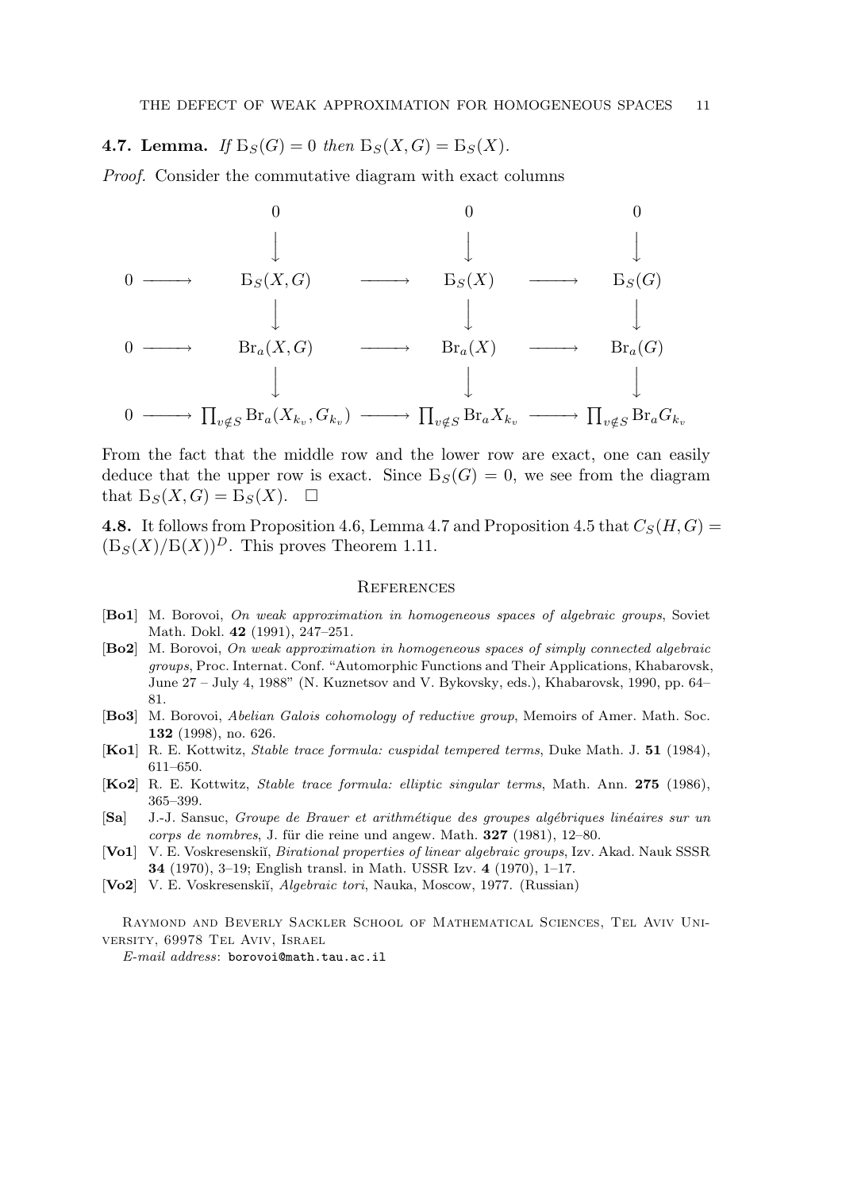**4.7. Lemma.** *If* $Б_S(G) = 0$ *then* $Б_S(X,G) = Б_S(X)$.

*Proof.* Consider the commutative diagram with exact columns

$$
\begin{array}{ccccccc}
 & & 0 & & 0 & & 0 \\
 & & \downarrow & & \downarrow & & \downarrow \\
0 & \longrightarrow & Б_S(X,G) & \longrightarrow & Б_S(X) & \longrightarrow & Б_S(G) \\
 & & \downarrow & & \downarrow & & \downarrow \\
0 & \longrightarrow & \mathrm{Br}_a(X,G) & \longrightarrow & \mathrm{Br}_a(X) & \longrightarrow & \mathrm{Br}_a(G) \\
 & & \downarrow & & \downarrow & & \downarrow \\
0 & \longrightarrow & \prod_{v\notin S} \mathrm{Br}_a(X_{k_v}, G_{k_v}) & \longrightarrow & \prod_{v\notin S} \mathrm{Br}_a X_{k_v} & \longrightarrow & \prod_{v\notin S} \mathrm{Br}_a G_{k_v}
\end{array}
$$

From the fact that the middle row and the lower row are exact, one can easily deduce that the upper row is exact. Since $Б_S(G) = 0$, we see from the diagram that $Б_S(X,G) = Б_S(X)$. $\square$

**4.8.** It follows from Proposition 4.6, Lemma 4.7 and Proposition 4.5 that $C_S(H,G) = (Б_S(X)/Б(X))^D$. This proves Theorem 1.11.

## References

- [**Bo1**] M. Borovoi, *On weak approximation in homogeneous spaces of algebraic groups*, Soviet Math. Dokl. **42** (1991), 247–251.
- [**Bo2**] M. Borovoi, *On weak approximation in homogeneous spaces of simply connected algebraic groups*, Proc. Internat. Conf. "Automorphic Functions and Their Applications, Khabarovsk, June 27 – July 4, 1988" (N. Kuznetsov and V. Bykovsky, eds.), Khabarovsk, 1990, pp. 64–81.
- [**Bo3**] M. Borovoi, *Abelian Galois cohomology of reductive group*, Memoirs of Amer. Math. Soc. **132** (1998), no. 626.
- [**Ko1**] R. E. Kottwitz, *Stable trace formula: cuspidal tempered terms*, Duke Math. J. **51** (1984), 611–650.
- [**Ko2**] R. E. Kottwitz, *Stable trace formula: elliptic singular terms*, Math. Ann. **275** (1986), 365–399.
- [**Sa**] J.-J. Sansuc, *Groupe de Brauer et arithmétique des groupes algébriques linéaires sur un corps de nombres*, J. für die reine und angew. Math. **327** (1981), 12–80.
- [**Vo1**] V. E. Voskresenskiĭ, *Birational properties of linear algebraic groups*, Izv. Akad. Nauk SSSR **34** (1970), 3–19; English transl. in Math. USSR Izv. **4** (1970), 1–17.
- [**Vo2**] V. E. Voskresenskiĭ, *Algebraic tori*, Nauka, Moscow, 1977. (Russian)

Raymond and Beverly Sackler School of Mathematical Sciences, Tel Aviv University, 69978 Tel Aviv, Israel

*E-mail address*: borovoi@math.tau.ac.il